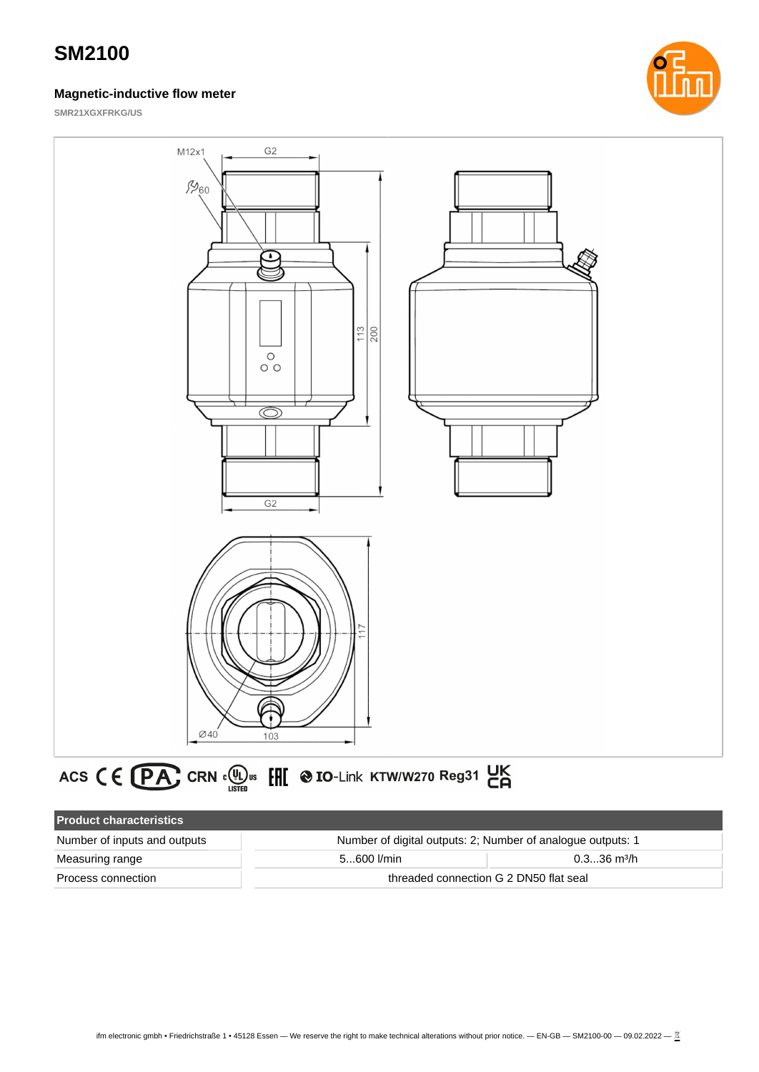# SM2100

## Magnetic-inductive flow meter

SMR21XGXFRKG/US

| Product characteristics | | |
|---|---|---|
| Number of inputs and outputs | Number of digital outputs: 2; Number of analogue outputs: 1 | |
| Measuring range | 5...600 l/min | 0.3...36 m³/h |
| Process connection | threaded connection G 2 DN50 flat seal | |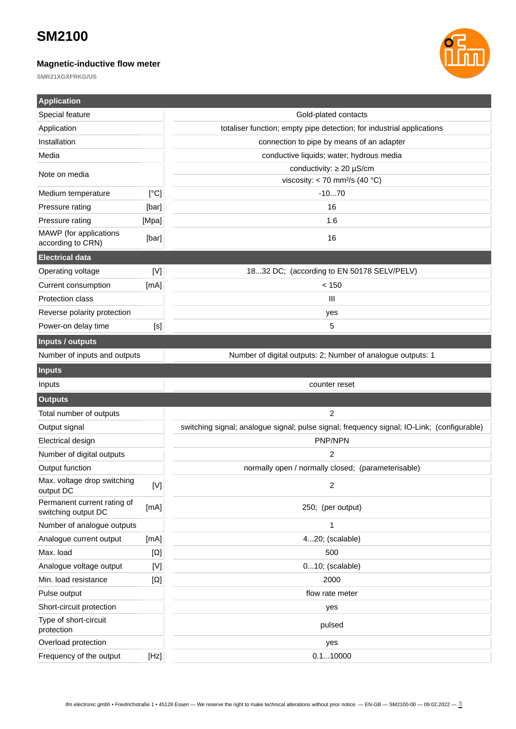# SM2100

### Magnetic-inductive flow meter

SMR21XGXFRKG/US

| Application | | |
|---|---|---|
| Special feature | | Gold-plated contacts |
| Application | | totaliser function; empty pipe detection; for industrial applications |
| Installation | | connection to pipe by means of an adapter |
| Media | | conductive liquids; water; hydrous media |
| Note on media | | conductivity: ≥ 20 µS/cm<br>viscosity: < 70 mm²/s (40 °C) |
| Medium temperature | [°C] | -10...70 |
| Pressure rating | [bar] | 16 |
| Pressure rating | [Mpa] | 1.6 |
| MAWP (for applications according to CRN) | [bar] | 16 |
| **Electrical data** | | |
| Operating voltage | [V] | 18...32 DC; (according to EN 50178 SELV/PELV) |
| Current consumption | [mA] | < 150 |
| Protection class | | III |
| Reverse polarity protection | | yes |
| Power-on delay time | [s] | 5 |
| **Inputs / outputs** | | |
| Number of inputs and outputs | | Number of digital outputs: 2; Number of analogue outputs: 1 |
| **Inputs** | | |
| Inputs | | counter reset |
| **Outputs** | | |
| Total number of outputs | | 2 |
| Output signal | | switching signal; analogue signal; pulse signal; frequency signal; IO-Link; (configurable) |
| Electrical design | | PNP/NPN |
| Number of digital outputs | | 2 |
| Output function | | normally open / normally closed; (parameterisable) |
| Max. voltage drop switching output DC | [V] | 2 |
| Permanent current rating of switching output DC | [mA] | 250; (per output) |
| Number of analogue outputs | | 1 |
| Analogue current output | [mA] | 4...20; (scalable) |
| Max. load | [Ω] | 500 |
| Analogue voltage output | [V] | 0...10; (scalable) |
| Min. load resistance | [Ω] | 2000 |
| Pulse output | | flow rate meter |
| Short-circuit protection | | yes |
| Type of short-circuit protection | | pulsed |
| Overload protection | | yes |
| Frequency of the output | [Hz] | 0.1...10000 |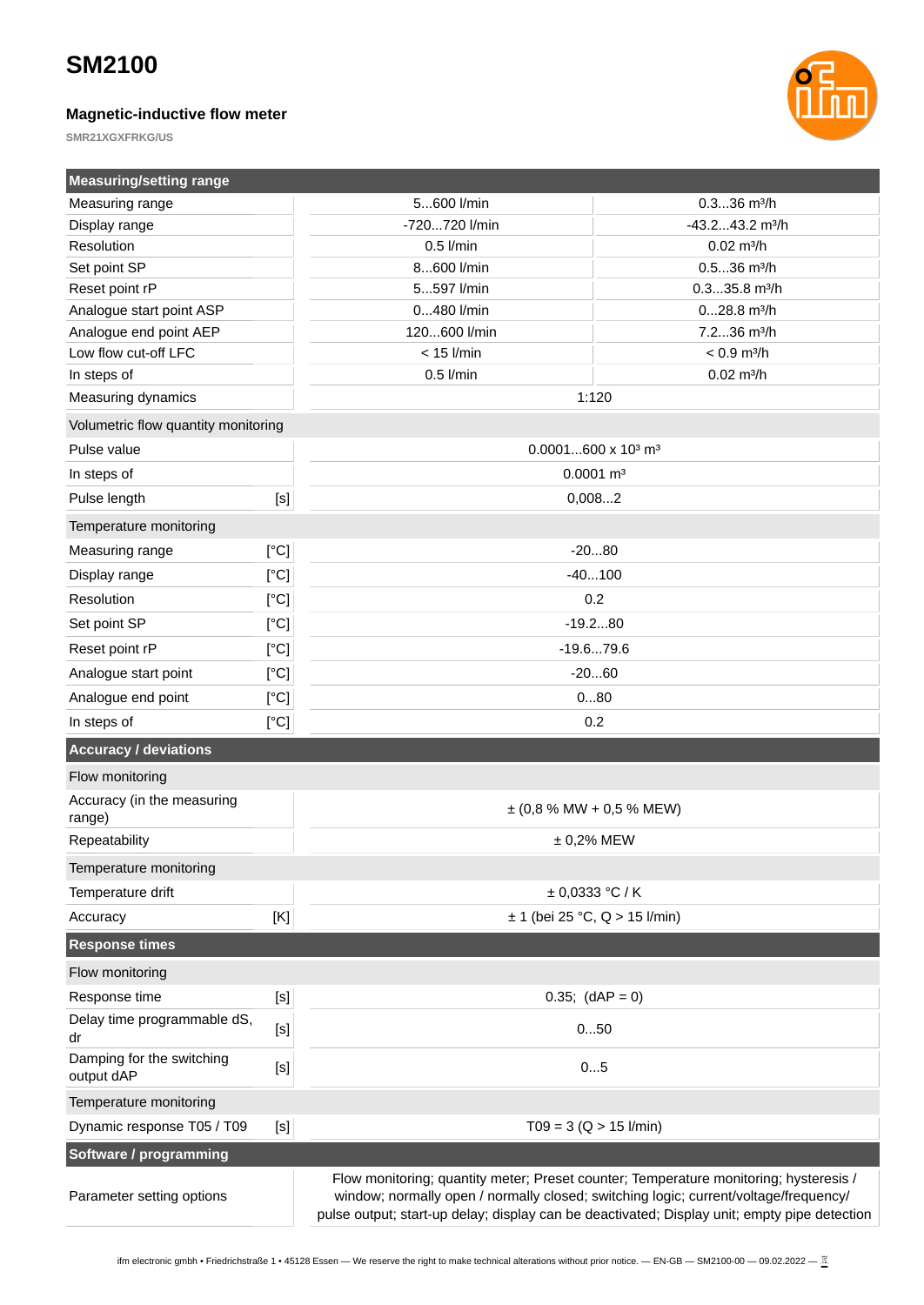# SM2100

### Magnetic-inductive flow meter

SMR21XGXFRKG/US

| Measuring/setting range | | | |
|---|---|---|---|
| Measuring range | | 5...600 l/min | 0.3...36 m³/h |
| Display range | | -720...720 l/min | -43.2...43.2 m³/h |
| Resolution | | 0.5 l/min | 0.02 m³/h |
| Set point SP | | 8...600 l/min | 0.5...36 m³/h |
| Reset point rP | | 5...597 l/min | 0.3...35.8 m³/h |
| Analogue start point ASP | | 0...480 l/min | 0...28.8 m³/h |
| Analogue end point AEP | | 120...600 l/min | 7.2...36 m³/h |
| Low flow cut-off LFC | | < 15 l/min | < 0.9 m³/h |
| In steps of | | 0.5 l/min | 0.02 m³/h |
| Measuring dynamics | | 1:120 | |
| Volumetric flow quantity monitoring | | | |
| Pulse value | | 0.0001...600 x 10³ m³ | |
| In steps of | | 0.0001 m³ | |
| Pulse length | [s] | 0,008...2 | |
| Temperature monitoring | | | |
| Measuring range | [°C] | -20...80 | |
| Display range | [°C] | -40...100 | |
| Resolution | [°C] | 0.2 | |
| Set point SP | [°C] | -19.2...80 | |
| Reset point rP | [°C] | -19.6...79.6 | |
| Analogue start point | [°C] | -20...60 | |
| Analogue end point | [°C] | 0...80 | |
| In steps of | [°C] | 0.2 | |

| Accuracy / deviations | | |
|---|---|---|
| Flow monitoring | | |
| Accuracy (in the measuring range) | | ± (0,8 % MW + 0,5 % MEW) |
| Repeatability | | ± 0,2% MEW |
| Temperature monitoring | | |
| Temperature drift | | ± 0,0333 °C / K |
| Accuracy | [K] | ± 1 (bei 25 °C, Q > 15 l/min) |

| Response times | | |
|---|---|---|
| Flow monitoring | | |
| Response time | [s] | 0.35; (dAP = 0) |
| Delay time programmable dS, dr | [s] | 0...50 |
| Damping for the switching output dAP | [s] | 0...5 |
| Temperature monitoring | | |
| Dynamic response T05 / T09 | [s] | T09 = 3 (Q > 15 l/min) |

| Software / programming | |
|---|---|
| Parameter setting options | Flow monitoring; quantity meter; Preset counter; Temperature monitoring; hysteresis / window; normally open / normally closed; switching logic; current/voltage/frequency/ pulse output; start-up delay; display can be deactivated; Display unit; empty pipe detection |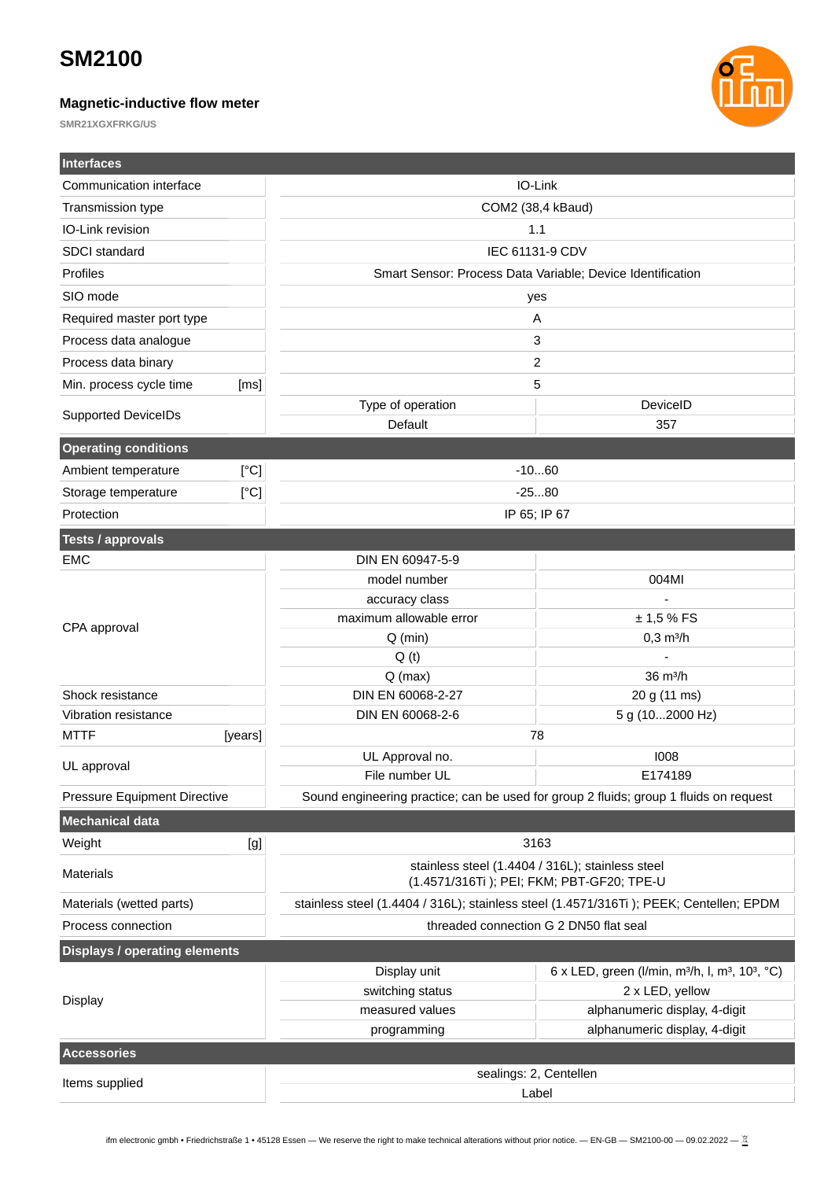# SM2100

### Magnetic-inductive flow meter

SMR21XGXFRKG/US

| Interfaces | | | |
|---|---|---|---|
| Communication interface | | IO-Link | |
| Transmission type | | COM2 (38,4 kBaud) | |
| IO-Link revision | | 1.1 | |
| SDCI standard | | IEC 61131-9 CDV | |
| Profiles | | Smart Sensor: Process Data Variable; Device Identification | |
| SIO mode | | yes | |
| Required master port type | | A | |
| Process data analogue | | 3 | |
| Process data binary | | 2 | |
| Min. process cycle time | [ms] | 5 | |
| Supported DeviceIDs | | Type of operation | DeviceID |
| | | Default | 357 |
| **Operating conditions** | | | |
| Ambient temperature | [°C] | -10...60 | |
| Storage temperature | [°C] | -25...80 | |
| Protection | | IP 65; IP 67 | |
| **Tests / approvals** | | | |
| EMC | | DIN EN 60947-5-9 | |
| CPA approval | | model number | 004MI |
| | | accuracy class | - |
| | | maximum allowable error | ± 1,5 % FS |
| | | Q (min) | 0,3 m³/h |
| | | Q (t) | - |
| | | Q (max) | 36 m³/h |
| Shock resistance | | DIN EN 60068-2-27 | 20 g (11 ms) |
| Vibration resistance | | DIN EN 60068-2-6 | 5 g (10...2000 Hz) |
| MTTF | [years] | 78 | |
| UL approval | | UL Approval no. | I008 |
| | | File number UL | E174189 |
| Pressure Equipment Directive | | Sound engineering practice; can be used for group 2 fluids; group 1 fluids on request | |
| **Mechanical data** | | | |
| Weight | [g] | 3163 | |
| Materials | | stainless steel (1.4404 / 316L); stainless steel (1.4571/316Ti ); PEI; FKM; PBT-GF20; TPE-U | |
| Materials (wetted parts) | | stainless steel (1.4404 / 316L); stainless steel (1.4571/316Ti ); PEEK; Centellen; EPDM | |
| Process connection | | threaded connection G 2 DN50 flat seal | |
| **Displays / operating elements** | | | |
| Display | | Display unit | 6 x LED, green (l/min, m³/h, l, m³, 10³, °C) |
| | | switching status | 2 x LED, yellow |
| | | measured values | alphanumeric display, 4-digit |
| | | programming | alphanumeric display, 4-digit |
| **Accessories** | | | |
| Items supplied | | sealings: 2, Centellen | |
| | | Label | |

ifm electronic gmbh • Friedrichstraße 1 • 45128 Essen — We reserve the right to make technical alterations without prior notice. — EN-GB — SM2100-00 — 09.02.2022 —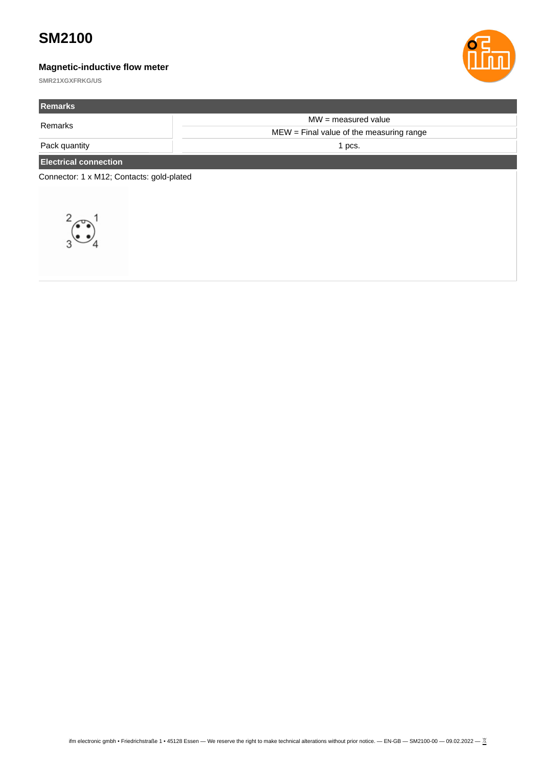# SM2100

### Magnetic-inductive flow meter

**SMR21XGXFRKG/US**

| Remarks | |
|---|---|
| Remarks | MW = measured value |
| | MEW = Final value of the measuring range |
| Pack quantity | 1 pcs. |

**Electrical connection**

Connector: 1 x M12; Contacts: gold-plated

2 1
3 4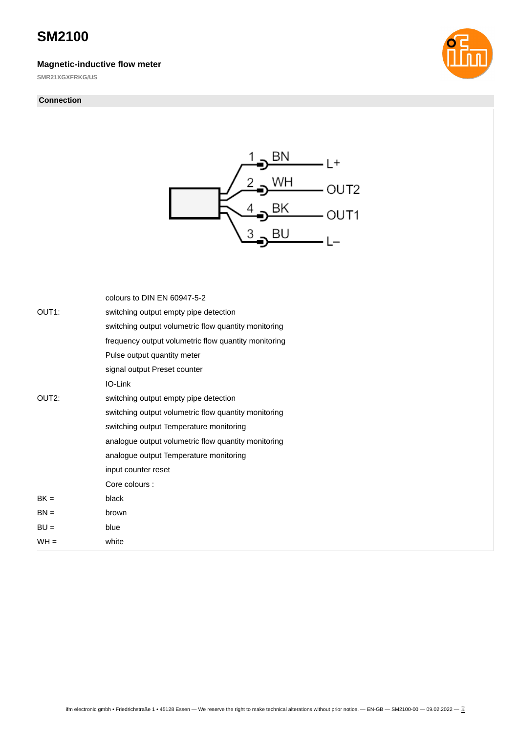# SM2100

### Magnetic-inductive flow meter

SMR21XGXFRKG/US

## Connection

1 BN — L+
2 WH — OUT2
4 BK — OUT1
3 BU — L–

| | |
|---|---|
| | colours to DIN EN 60947-5-2 |
| OUT1: | switching output empty pipe detection |
| | switching output volumetric flow quantity monitoring |
| | frequency output volumetric flow quantity monitoring |
| | Pulse output quantity meter |
| | signal output Preset counter |
| | IO-Link |
| OUT2: | switching output empty pipe detection |
| | switching output volumetric flow quantity monitoring |
| | switching output Temperature monitoring |
| | analogue output volumetric flow quantity monitoring |
| | analogue output Temperature monitoring |
| | input counter reset |
| | Core colours : |
| BK = | black |
| BN = | brown |
| BU = | blue |
| WH = | white |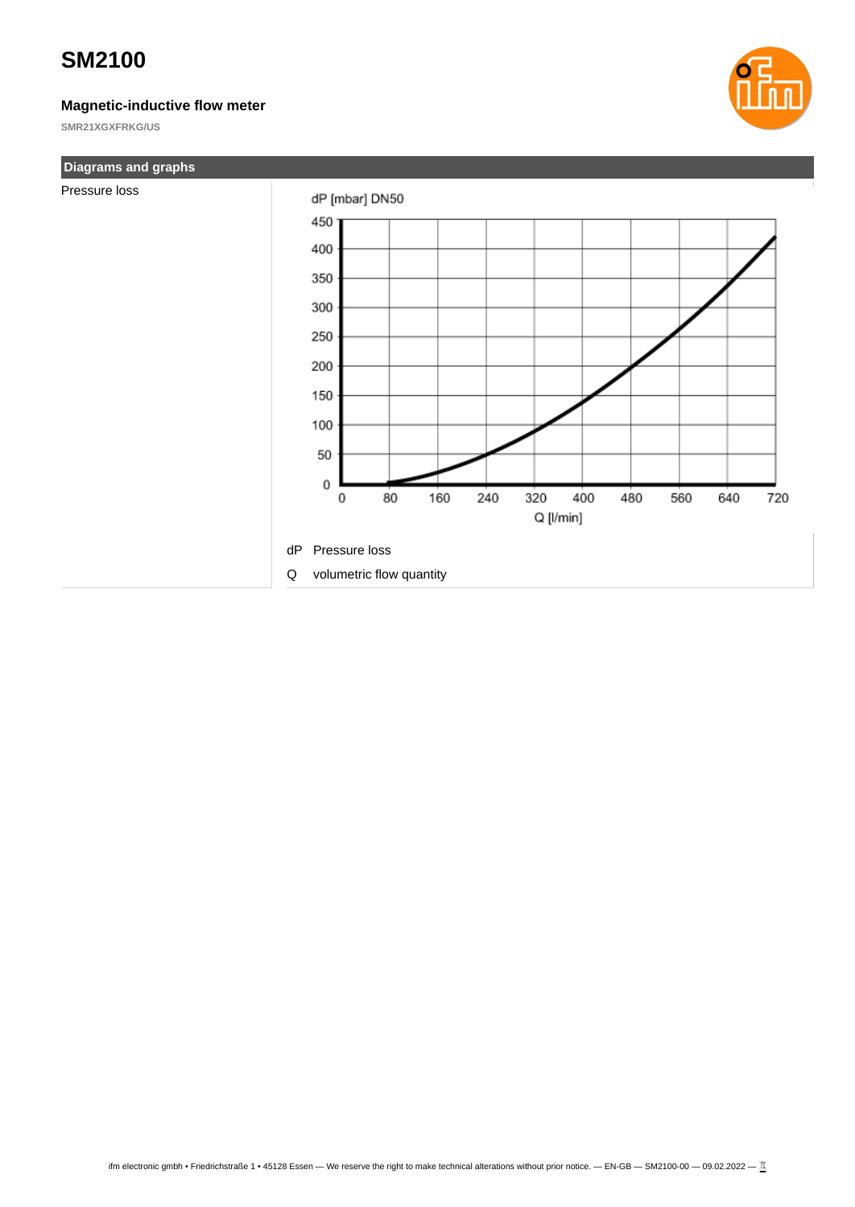# SM2100

### Magnetic-inductive flow meter

SMR21XGXFRKG/US

## Diagrams and graphs

Pressure loss

dP [mbar] DN50

450
400
350
300
250
200
150
100
50
0

0 80 160 240 320 400 480 560 640 720

Q [l/min]

dP Pressure loss

Q volumetric flow quantity